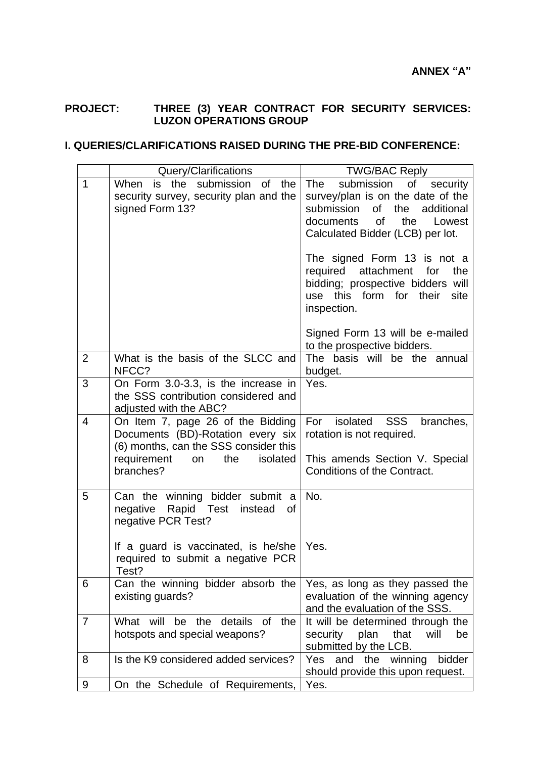**ANNEX "A"**

**PROJECT: THREE (3) YEAR CONTRACT FOR SECURITY SERVICES: LUZON OPERATIONS GROUP**

**I. QUERIES/CLARIFICATIONS RAISED DURING THE PRE-BID CONFERENCE:**

| | Query/Clarifications | TWG/BAC Reply |
|---|---|---|
| 1 | When is the submission of the security survey, security plan and the signed Form 13? | The submission of security survey/plan is on the date of the submission of the additional documents of the Lowest Calculated Bidder (LCB) per lot.<br><br>The signed Form 13 is not a required attachment for the bidding; prospective bidders will use this form for their site inspection.<br><br>Signed Form 13 will be e-mailed to the prospective bidders. |
| 2 | What is the basis of the SLCC and NFCC? | The basis will be the annual budget. |
| 3 | On Form 3.0-3.3, is the increase in the SSS contribution considered and adjusted with the ABC? | Yes. |
| 4 | On Item 7, page 26 of the Bidding Documents (BD)-Rotation every six (6) months, can the SSS consider this requirement on the isolated branches? | For isolated SSS branches, rotation is not required.<br><br>This amends Section V. Special Conditions of the Contract. |
| 5 | Can the winning bidder submit a negative Rapid Test instead of negative PCR Test?<br><br>If a guard is vaccinated, is he/she required to submit a negative PCR Test? | No.<br><br>Yes. |
| 6 | Can the winning bidder absorb the existing guards? | Yes, as long as they passed the evaluation of the winning agency and the evaluation of the SSS. |
| 7 | What will be the details of the hotspots and special weapons? | It will be determined through the security plan that will be submitted by the LCB. |
| 8 | Is the K9 considered added services? | Yes and the winning bidder should provide this upon request. |
| 9 | On the Schedule of Requirements, | Yes. |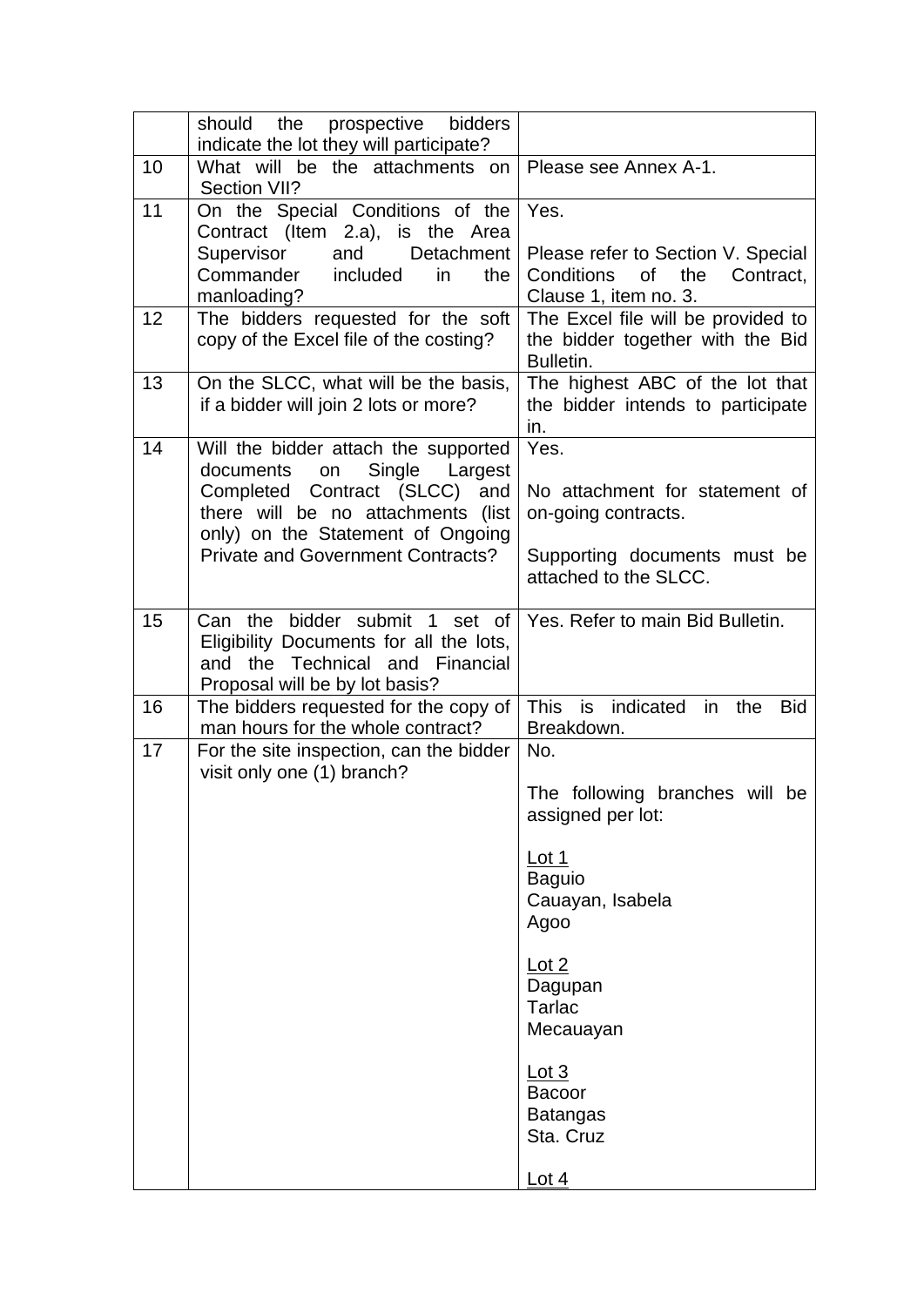| | | |
|---|---|---|
| | should the prospective bidders indicate the lot they will participate? | |
| 10 | What will be the attachments on Section VII? | Please see Annex A-1. |
| 11 | On the Special Conditions of the Contract (Item 2.a), is the Area Supervisor and Detachment Commander included in the manloading? | Yes.<br><br>Please refer to Section V. Special Conditions of the Contract, Clause 1, item no. 3. |
| 12 | The bidders requested for the soft copy of the Excel file of the costing? | The Excel file will be provided to the bidder together with the Bid Bulletin. |
| 13 | On the SLCC, what will be the basis, if a bidder will join 2 lots or more? | The highest ABC of the lot that the bidder intends to participate in. |
| 14 | Will the bidder attach the supported documents on Single Largest Completed Contract (SLCC) and there will be no attachments (list only) on the Statement of Ongoing Private and Government Contracts? | Yes.<br><br>No attachment for statement of on-going contracts.<br><br>Supporting documents must be attached to the SLCC. |
| 15 | Can the bidder submit 1 set of Eligibility Documents for all the lots, and the Technical and Financial Proposal will be by lot basis? | Yes. Refer to main Bid Bulletin. |
| 16 | The bidders requested for the copy of man hours for the whole contract? | This is indicated in the Bid Breakdown. |
| 17 | For the site inspection, can the bidder visit only one (1) branch? | No.<br><br>The following branches will be assigned per lot:<br><br><u>Lot 1</u><br>Baguio<br>Cauayan, Isabela<br>Agoo<br><br><u>Lot 2</u><br>Dagupan<br>Tarlac<br>Mecauayan<br><br><u>Lot 3</u><br>Bacoor<br>Batangas<br>Sta. Cruz<br><br><u>Lot 4</u> |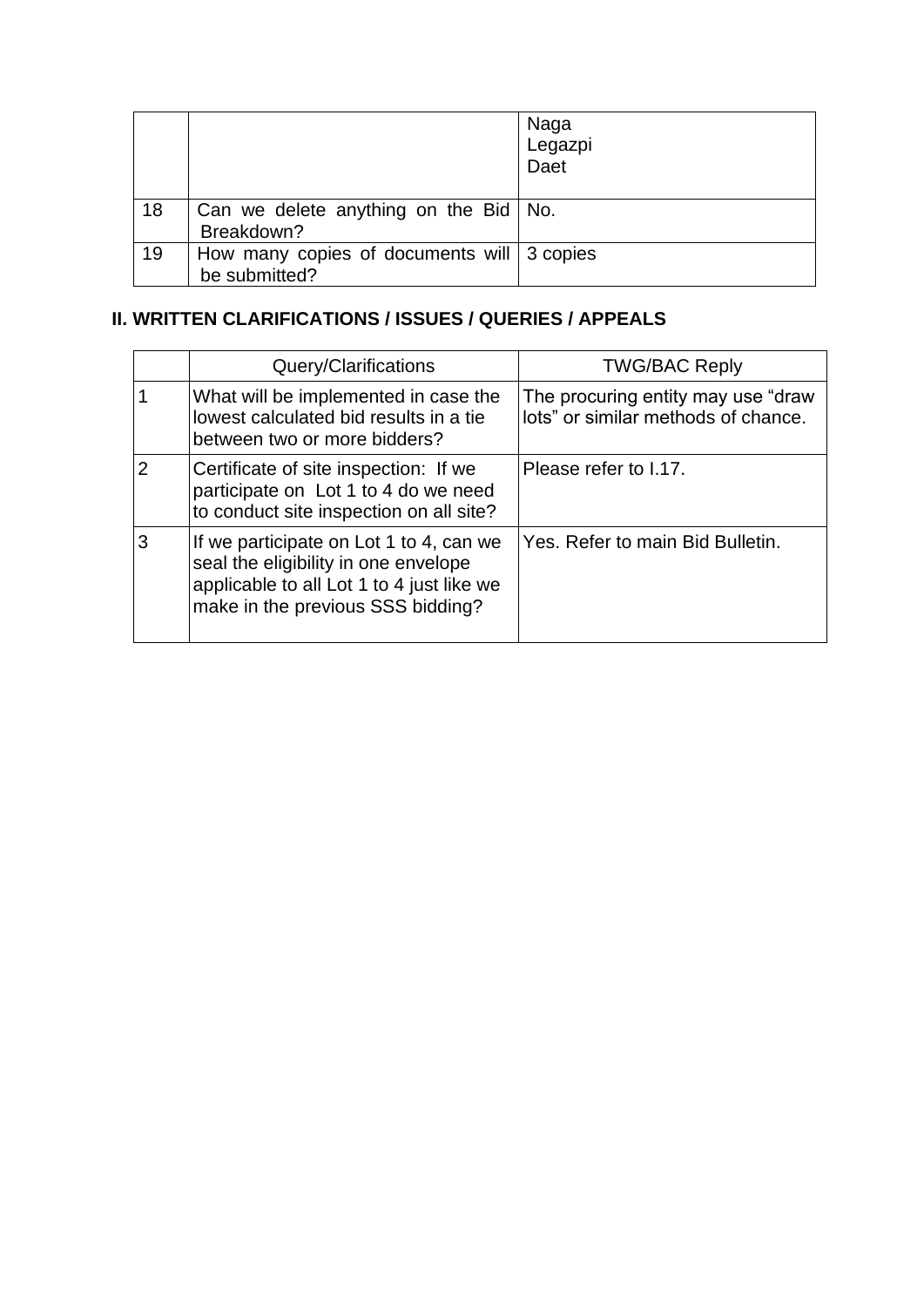| | | |
|---|---|---|
| | | Naga<br>Legazpi<br>Daet |
| 18 | Can we delete anything on the Bid Breakdown? | No. |
| 19 | How many copies of documents will be submitted? | 3 copies |

## II. WRITTEN CLARIFICATIONS / ISSUES / QUERIES / APPEALS

| | Query/Clarifications | TWG/BAC Reply |
|---|---|---|
| 1 | What will be implemented in case the lowest calculated bid results in a tie between two or more bidders? | The procuring entity may use "draw lots" or similar methods of chance. |
| 2 | Certificate of site inspection: If we participate on Lot 1 to 4 do we need to conduct site inspection on all site? | Please refer to I.17. |
| 3 | If we participate on Lot 1 to 4, can we seal the eligibility in one envelope applicable to all Lot 1 to 4 just like we make in the previous SSS bidding? | Yes. Refer to main Bid Bulletin. |